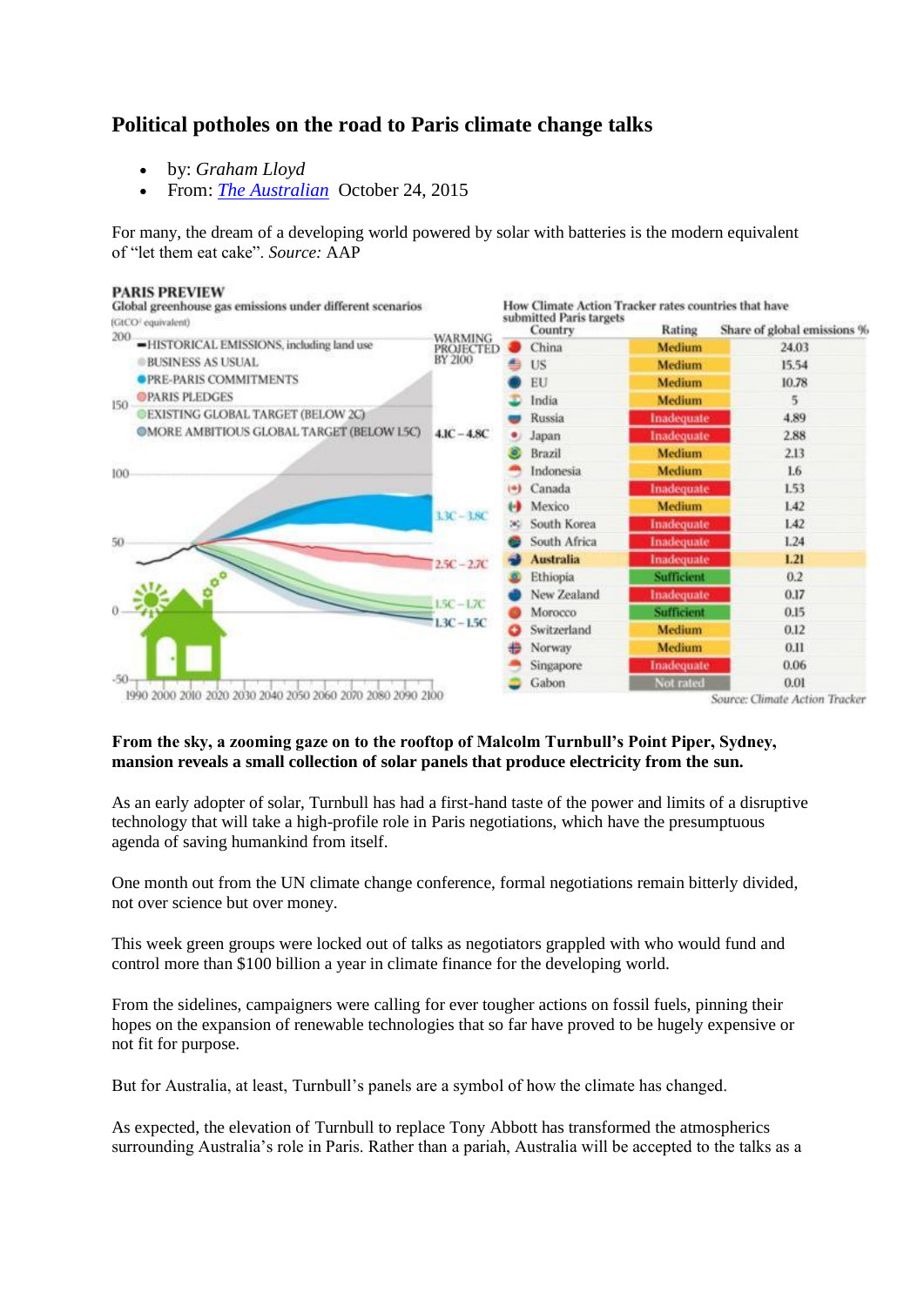## Political potholes on the road to Paris climate change talks

- by: *Graham Lloyd*
- From: *The Australian* October 24, 2015

For many, the dream of a developing world powered by solar with batteries is the modern equivalent of "let them eat cake". *Source:* AAP

**PARIS PREVIEW**

Global greenhouse gas emissions under different scenarios

($GtCO^2$ equivalent)

- HISTORICAL EMISSIONS, including land use
- BUSINESS AS USUAL
- PRE-PARIS COMMITMENTS
- PARIS PLEDGES
- EXISTING GLOBAL TARGET (BELOW 2C)
- MORE AMBITIOUS GLOBAL TARGET (BELOW 1.5C)

WARMING PROJECTED BY 2100: 4.1C – 4.8C; 3.3C – 3.8C; 2.5C – 2.7C; 1.5C – 1.7C; 1.3C – 1.5C

How Climate Action Tracker rates countries that have submitted Paris targets

| Country | Rating | Share of global emissions % |
|---|---|---|
| China | Medium | 24.03 |
| US | Medium | 15.54 |
| EU | Medium | 10.78 |
| India | Medium | 5 |
| Russia | Inadequate | 4.89 |
| Japan | Inadequate | 2.88 |
| Brazil | Medium | 2.13 |
| Indonesia | Medium | 1.6 |
| Canada | Inadequate | 1.53 |
| Mexico | Medium | 1.42 |
| South Korea | Inadequate | 1.42 |
| South Africa | Inadequate | 1.24 |
| **Australia** | Inadequate | **1.21** |
| Ethiopia | Sufficient | 0.2 |
| New Zealand | Inadequate | 0.17 |
| Morocco | Sufficient | 0.15 |
| Switzerland | Medium | 0.12 |
| Norway | Medium | 0.11 |
| Singapore | Inadequate | 0.06 |
| Gabon | Not rated | 0.01 |

*Source: Climate Action Tracker*

**From the sky, a zooming gaze on to the rooftop of Malcolm Turnbull's Point Piper, Sydney, mansion reveals a small collection of solar panels that produce electricity from the sun.**

As an early adopter of solar, Turnbull has had a first-hand taste of the power and limits of a disruptive technology that will take a high-profile role in Paris negotiations, which have the presumptuous agenda of saving humankind from itself.

One month out from the UN climate change conference, formal negotiations remain bitterly divided, not over science but over money.

This week green groups were locked out of talks as negotiators grappled with who would fund and control more than $100 billion a year in climate finance for the developing world.

From the sidelines, campaigners were calling for ever tougher actions on fossil fuels, pinning their hopes on the expansion of renewable technologies that so far have proved to be hugely expensive or not fit for purpose.

But for Australia, at least, Turnbull's panels are a symbol of how the climate has changed.

As expected, the elevation of Turnbull to replace Tony Abbott has transformed the atmospherics surrounding Australia's role in Paris. Rather than a pariah, Australia will be accepted to the talks as a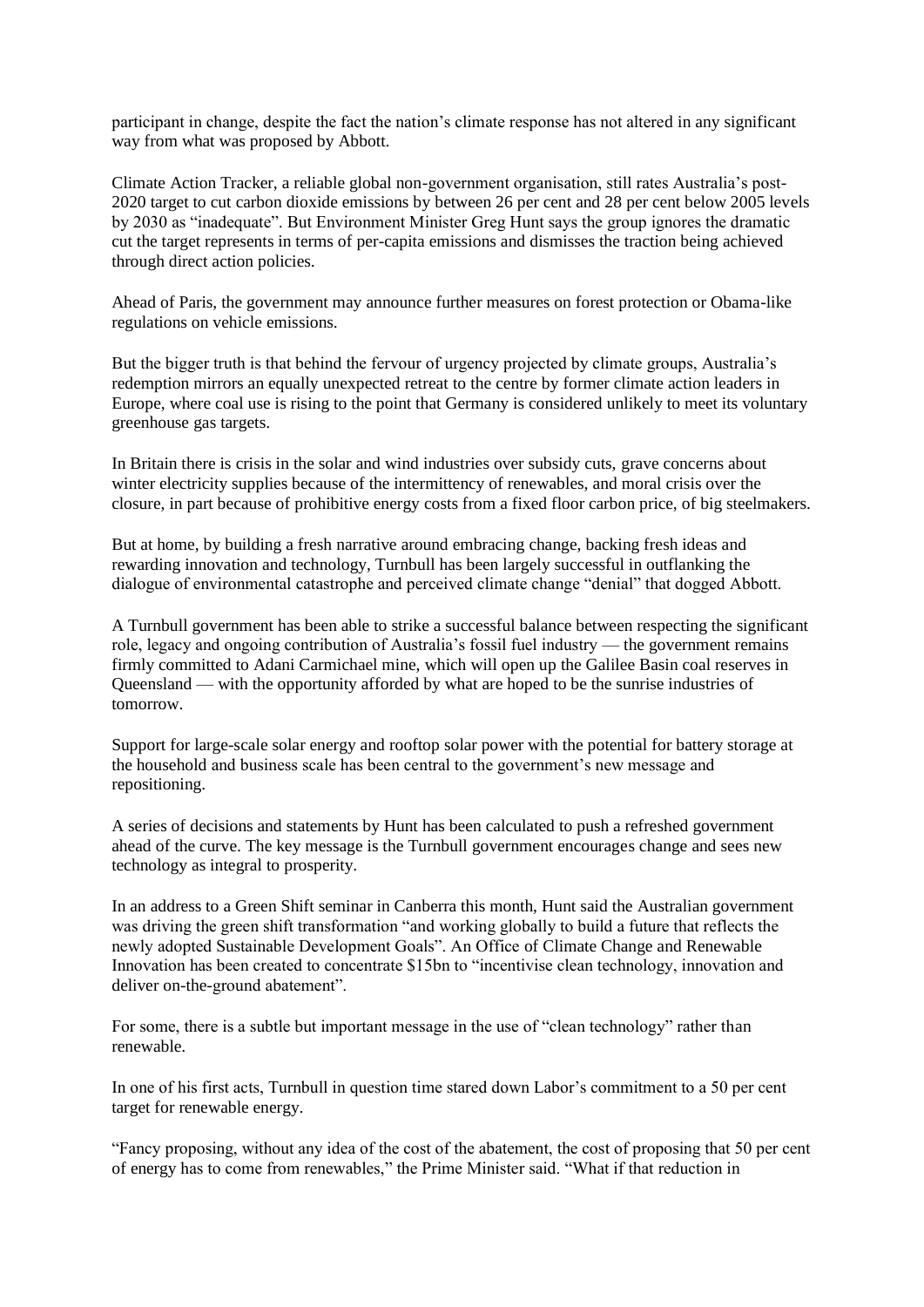participant in change, despite the fact the nation's climate response has not altered in any significant way from what was proposed by Abbott.

Climate Action Tracker, a reliable global non-government organisation, still rates Australia's post-2020 target to cut carbon dioxide emissions by between 26 per cent and 28 per cent below 2005 levels by 2030 as "inadequate". But Environment Minister Greg Hunt says the group ignores the dramatic cut the target represents in terms of per-capita emissions and dismisses the traction being achieved through direct action policies.

Ahead of Paris, the government may announce further measures on forest protection or Obama-like regulations on vehicle emissions.

But the bigger truth is that behind the fervour of urgency projected by climate groups, Australia's redemption mirrors an equally unexpected retreat to the centre by former climate action leaders in Europe, where coal use is rising to the point that Germany is considered unlikely to meet its voluntary greenhouse gas targets.

In Britain there is crisis in the solar and wind industries over subsidy cuts, grave concerns about winter electricity supplies because of the intermittency of renewables, and moral crisis over the closure, in part because of prohibitive energy costs from a fixed floor carbon price, of big steelmakers.

But at home, by building a fresh narrative around embracing change, backing fresh ideas and rewarding innovation and technology, Turnbull has been largely successful in outflanking the dialogue of environmental catastrophe and perceived climate change "denial" that dogged Abbott.

A Turnbull government has been able to strike a successful balance between respecting the significant role, legacy and ongoing contribution of Australia's fossil fuel industry — the government remains firmly committed to Adani Carmichael mine, which will open up the Galilee Basin coal reserves in Queensland — with the opportunity afforded by what are hoped to be the sunrise industries of tomorrow.

Support for large-scale solar energy and rooftop solar power with the potential for battery storage at the household and business scale has been central to the government's new message and repositioning.

A series of decisions and statements by Hunt has been calculated to push a refreshed government ahead of the curve. The key message is the Turnbull government encourages change and sees new technology as integral to prosperity.

In an address to a Green Shift seminar in Canberra this month, Hunt said the Australian government was driving the green shift transformation "and working globally to build a future that reflects the newly adopted Sustainable Development Goals". An Office of Climate Change and Renewable Innovation has been created to concentrate $15bn to "incentivise clean technology, innovation and deliver on-the-ground abatement".

For some, there is a subtle but important message in the use of "clean technology" rather than renewable.

In one of his first acts, Turnbull in question time stared down Labor's commitment to a 50 per cent target for renewable energy.

"Fancy proposing, without any idea of the cost of the abatement, the cost of proposing that 50 per cent of energy has to come from renewables," the Prime Minister said. "What if that reduction in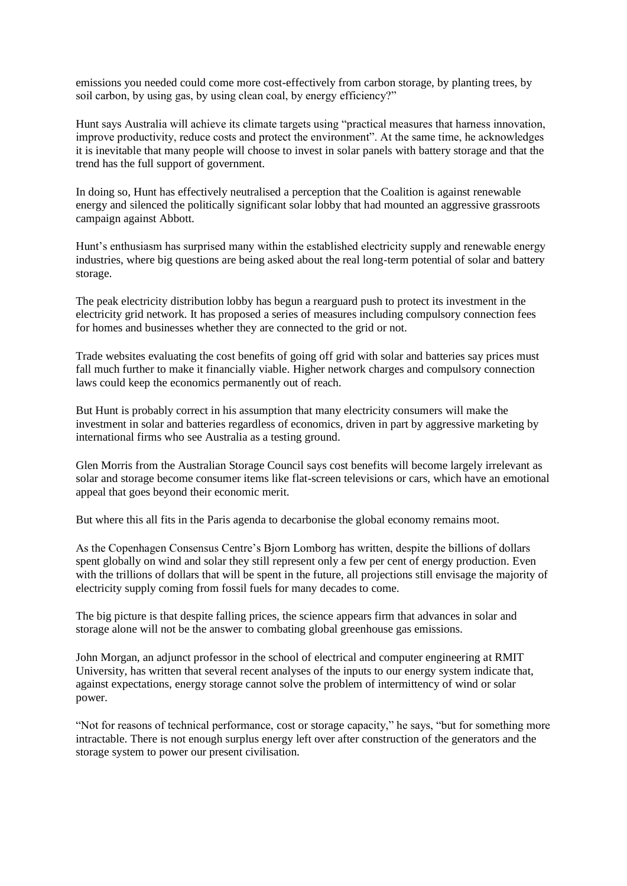emissions you needed could come more cost-effectively from carbon storage, by planting trees, by soil carbon, by using gas, by using clean coal, by energy efficiency?"

Hunt says Australia will achieve its climate targets using "practical measures that harness innovation, improve productivity, reduce costs and protect the environment". At the same time, he acknowledges it is inevitable that many people will choose to invest in solar panels with battery storage and that the trend has the full support of government.

In doing so, Hunt has effectively neutralised a perception that the Coalition is against renewable energy and silenced the politically significant solar lobby that had mounted an aggressive grassroots campaign against Abbott.

Hunt's enthusiasm has surprised many within the established electricity supply and renewable energy industries, where big questions are being asked about the real long-term potential of solar and battery storage.

The peak electricity distribution lobby has begun a rearguard push to protect its investment in the electricity grid network. It has proposed a series of measures including compulsory connection fees for homes and businesses whether they are connected to the grid or not.

Trade websites evaluating the cost benefits of going off grid with solar and batteries say prices must fall much further to make it financially viable. Higher network charges and compulsory connection laws could keep the economics permanently out of reach.

But Hunt is probably correct in his assumption that many electricity consumers will make the investment in solar and batteries regardless of economics, driven in part by aggressive marketing by international firms who see Australia as a testing ground.

Glen Morris from the Australian Storage Council says cost benefits will become largely irrelevant as solar and storage become consumer items like flat-screen televisions or cars, which have an emotional appeal that goes beyond their economic merit.

But where this all fits in the Paris agenda to decarbonise the global economy remains moot.

As the Copenhagen Consensus Centre's Bjorn Lomborg has written, despite the billions of dollars spent globally on wind and solar they still represent only a few per cent of energy production. Even with the trillions of dollars that will be spent in the future, all projections still envisage the majority of electricity supply coming from fossil fuels for many decades to come.

The big picture is that despite falling prices, the science appears firm that advances in solar and storage alone will not be the answer to combating global greenhouse gas emissions.

John Morgan, an adjunct professor in the school of electrical and computer engineering at RMIT University, has written that several recent analyses of the inputs to our energy system indicate that, against expectations, energy storage cannot solve the problem of intermittency of wind or solar power.

"Not for reasons of technical performance, cost or storage capacity," he says, "but for something more intractable. There is not enough surplus energy left over after construction of the generators and the storage system to power our present civilisation.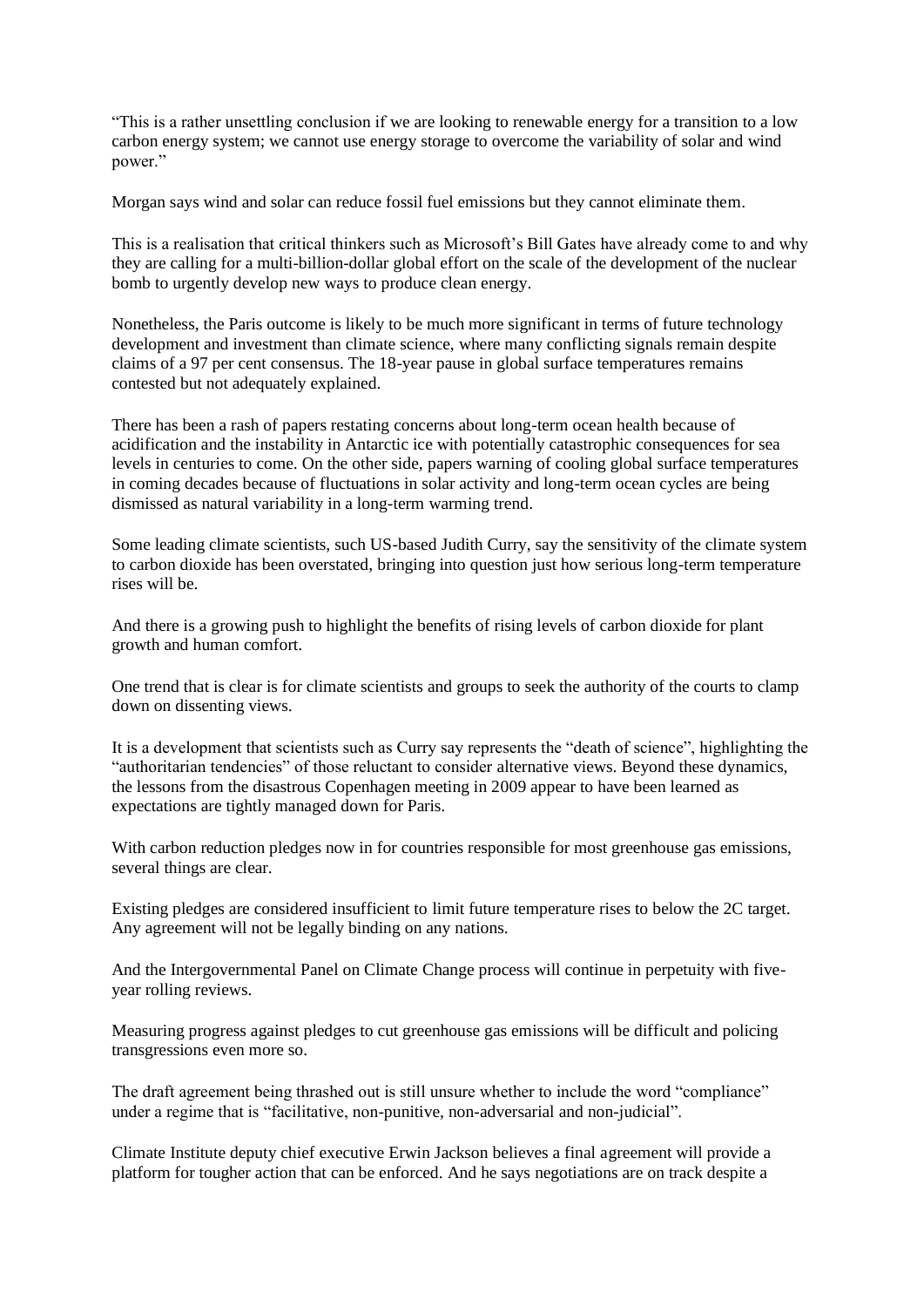"This is a rather unsettling conclusion if we are looking to renewable energy for a transition to a low carbon energy system; we cannot use energy storage to overcome the variability of solar and wind power."

Morgan says wind and solar can reduce fossil fuel emissions but they cannot eliminate them.

This is a realisation that critical thinkers such as Microsoft's Bill Gates have already come to and why they are calling for a multi-billion-dollar global effort on the scale of the development of the nuclear bomb to urgently develop new ways to produce clean energy.

Nonetheless, the Paris outcome is likely to be much more significant in terms of future technology development and investment than climate science, where many conflicting signals remain despite claims of a 97 per cent consensus. The 18-year pause in global surface temperatures remains contested but not adequately explained.

There has been a rash of papers restating concerns about long-term ocean health because of acidification and the instability in Antarctic ice with potentially catastrophic consequences for sea levels in centuries to come. On the other side, papers warning of cooling global surface temperatures in coming decades because of fluctuations in solar activity and long-term ocean cycles are being dismissed as natural variability in a long-term warming trend.

Some leading climate scientists, such US-based Judith Curry, say the sensitivity of the climate system to carbon dioxide has been overstated, bringing into question just how serious long-term temperature rises will be.

And there is a growing push to highlight the benefits of rising levels of carbon dioxide for plant growth and human comfort.

One trend that is clear is for climate scientists and groups to seek the authority of the courts to clamp down on dissenting views.

It is a development that scientists such as Curry say represents the "death of science", highlighting the "authoritarian tendencies" of those reluctant to consider alternative views. Beyond these dynamics, the lessons from the disastrous Copenhagen meeting in 2009 appear to have been learned as expectations are tightly managed down for Paris.

With carbon reduction pledges now in for countries responsible for most greenhouse gas emissions, several things are clear.

Existing pledges are considered insufficient to limit future temperature rises to below the 2C target. Any agreement will not be legally binding on any nations.

And the Intergovernmental Panel on Climate Change process will continue in perpetuity with five-year rolling reviews.

Measuring progress against pledges to cut greenhouse gas emissions will be difficult and policing transgressions even more so.

The draft agreement being thrashed out is still unsure whether to include the word "compliance" under a regime that is "facilitative, non-punitive, non-adversarial and non-judicial".

Climate Institute deputy chief executive Erwin Jackson believes a final agreement will provide a platform for tougher action that can be enforced. And he says negotiations are on track despite a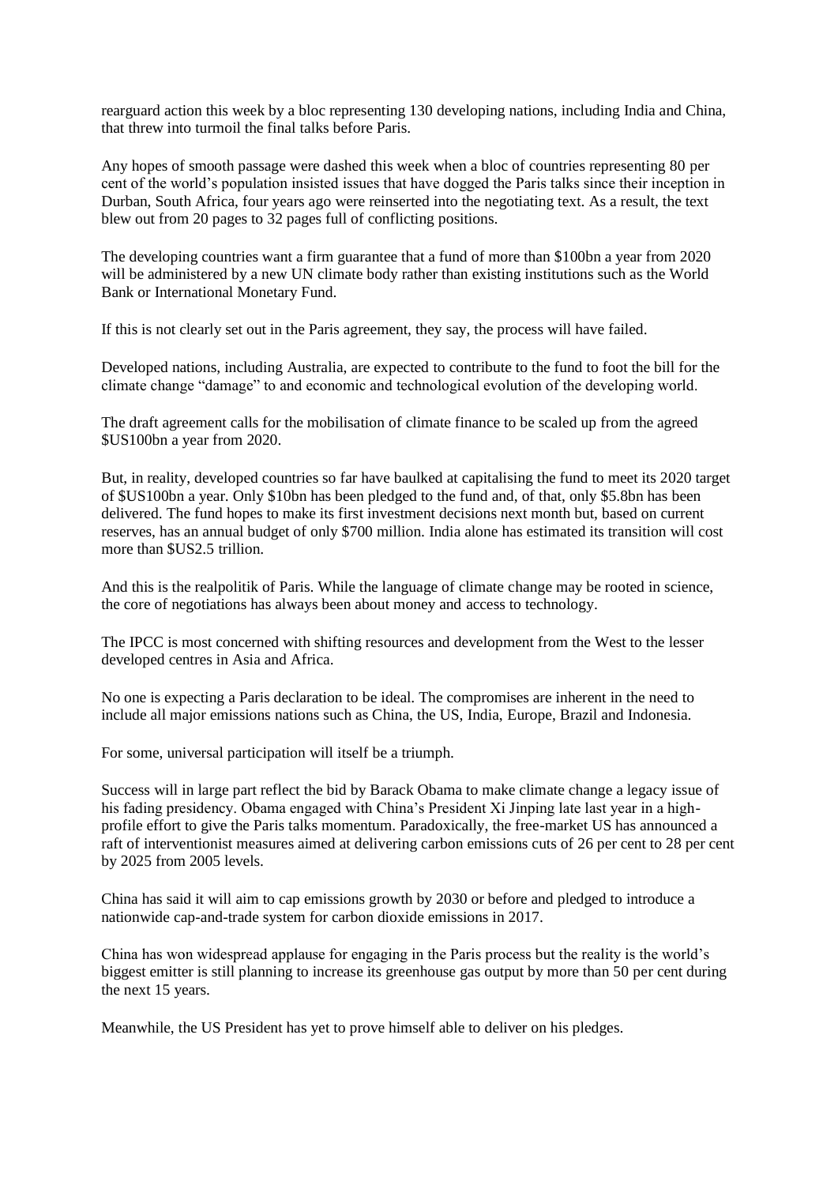rearguard action this week by a bloc representing 130 developing nations, including India and China, that threw into turmoil the final talks before Paris.

Any hopes of smooth passage were dashed this week when a bloc of countries representing 80 per cent of the world's population insisted issues that have dogged the Paris talks since their inception in Durban, South Africa, four years ago were reinserted into the negotiating text. As a result, the text blew out from 20 pages to 32 pages full of conflicting positions.

The developing countries want a firm guarantee that a fund of more than \$100bn a year from 2020 will be administered by a new UN climate body rather than existing institutions such as the World Bank or International Monetary Fund.

If this is not clearly set out in the Paris agreement, they say, the process will have failed.

Developed nations, including Australia, are expected to contribute to the fund to foot the bill for the climate change "damage" to and economic and technological evolution of the developing world.

The draft agreement calls for the mobilisation of climate finance to be scaled up from the agreed \$US100bn a year from 2020.

But, in reality, developed countries so far have baulked at capitalising the fund to meet its 2020 target of \$US100bn a year. Only \$10bn has been pledged to the fund and, of that, only \$5.8bn has been delivered. The fund hopes to make its first investment decisions next month but, based on current reserves, has an annual budget of only \$700 million. India alone has estimated its transition will cost more than \$US2.5 trillion.

And this is the realpolitik of Paris. While the language of climate change may be rooted in science, the core of negotiations has always been about money and access to technology.

The IPCC is most concerned with shifting resources and development from the West to the lesser developed centres in Asia and Africa.

No one is expecting a Paris declaration to be ideal. The compromises are inherent in the need to include all major emissions nations such as China, the US, India, Europe, Brazil and Indonesia.

For some, universal participation will itself be a triumph.

Success will in large part reflect the bid by Barack Obama to make climate change a legacy issue of his fading presidency. Obama engaged with China's President Xi Jinping late last year in a high-profile effort to give the Paris talks momentum. Paradoxically, the free-market US has announced a raft of interventionist measures aimed at delivering carbon emissions cuts of 26 per cent to 28 per cent by 2025 from 2005 levels.

China has said it will aim to cap emissions growth by 2030 or before and pledged to introduce a nationwide cap-and-trade system for carbon dioxide emissions in 2017.

China has won widespread applause for engaging in the Paris process but the reality is the world's biggest emitter is still planning to increase its greenhouse gas output by more than 50 per cent during the next 15 years.

Meanwhile, the US President has yet to prove himself able to deliver on his pledges.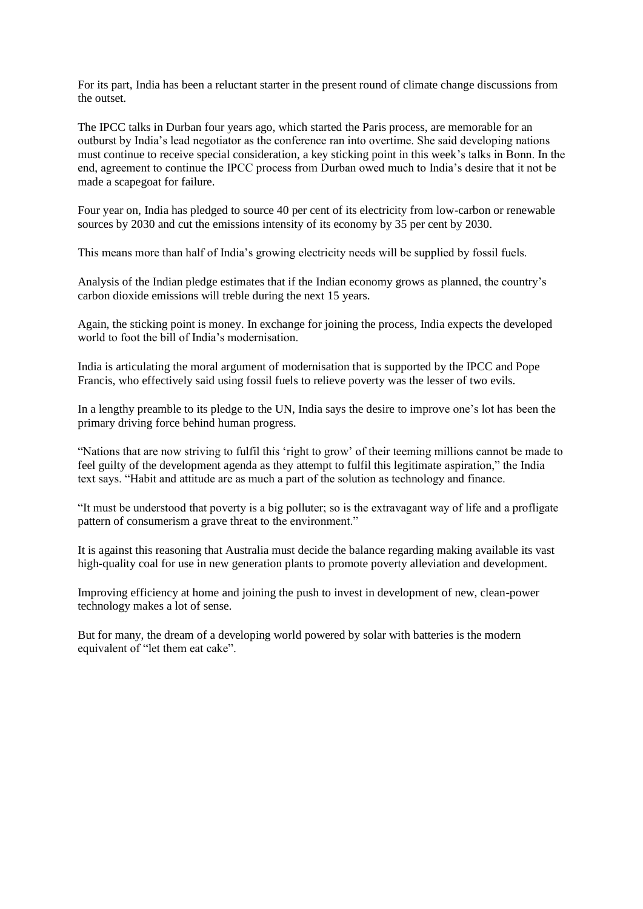For its part, India has been a reluctant starter in the present round of climate change discussions from the outset.

The IPCC talks in Durban four years ago, which started the Paris process, are memorable for an outburst by India's lead negotiator as the conference ran into overtime. She said developing nations must continue to receive special consideration, a key sticking point in this week's talks in Bonn. In the end, agreement to continue the IPCC process from Durban owed much to India's desire that it not be made a scapegoat for failure.

Four year on, India has pledged to source 40 per cent of its electricity from low-carbon or renewable sources by 2030 and cut the emissions intensity of its economy by 35 per cent by 2030.

This means more than half of India's growing electricity needs will be supplied by fossil fuels.

Analysis of the Indian pledge estimates that if the Indian economy grows as planned, the country's carbon dioxide emissions will treble during the next 15 years.

Again, the sticking point is money. In exchange for joining the process, India expects the developed world to foot the bill of India's modernisation.

India is articulating the moral argument of modernisation that is supported by the IPCC and Pope Francis, who effectively said using fossil fuels to relieve poverty was the lesser of two evils.

In a lengthy preamble to its pledge to the UN, India says the desire to improve one's lot has been the primary driving force behind human progress.

"Nations that are now striving to fulfil this 'right to grow' of their teeming millions cannot be made to feel guilty of the development agenda as they attempt to fulfil this legitimate aspiration," the India text says. "Habit and attitude are as much a part of the solution as technology and finance.

"It must be understood that poverty is a big polluter; so is the extravagant way of life and a profligate pattern of consumerism a grave threat to the environment."

It is against this reasoning that Australia must decide the balance regarding making available its vast high-quality coal for use in new generation plants to promote poverty alleviation and development.

Improving efficiency at home and joining the push to invest in development of new, clean-power technology makes a lot of sense.

But for many, the dream of a developing world powered by solar with batteries is the modern equivalent of "let them eat cake".